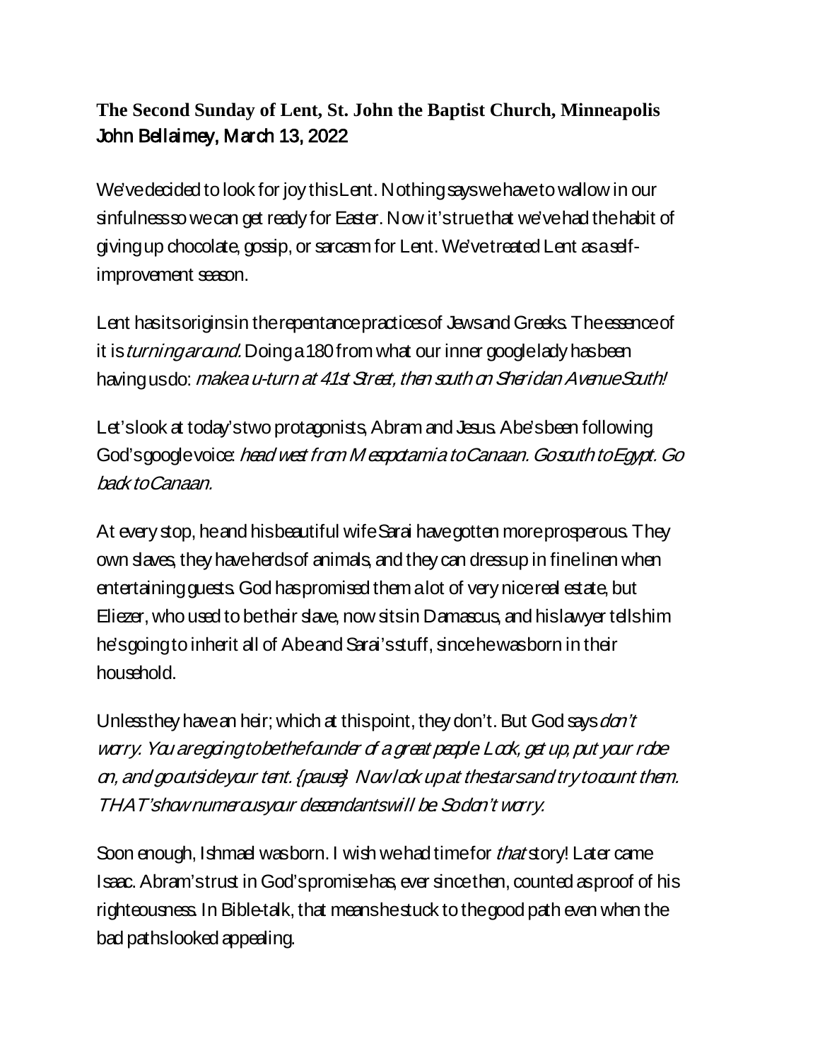**The Second Sunday of Lent, St. John the Baptist Church, Minneapolis**
John Bellaimey, March 13, 2022

We've decided to look for joy this Lent. Nothing says we have to wallow in our sinfulness so we can get ready for Easter. Now it's true that we've had the habit of giving up chocolate, gossip, or sarcasm for Lent. We've treated Lent as a self-improvement season.

Lent has its origins in the repentance practices of Jews and Greeks. The essence of it is *turning around.* Doing a 180 from what our inner google lady has been having us do: *make a u-turn at 41st Street, then south on Sheridan Avenue South!*

Let's look at today's two protagonists, Abram and Jesus. Abe's been following God's google voice: *head west from Mesopotamia to Canaan. Go south to Egypt. Go back to Canaan.*

At every stop, he and his beautiful wife Sarai have gotten more prosperous. They own slaves, they have herds of animals, and they can dress up in fine linen when entertaining guests. God has promised them a lot of very nice real estate, but Eliezer, who used to be their slave, now sits in Damascus, and his lawyer tells him he's going to inherit all of Abe and Sarai's stuff, since he was born in their household.

Unless they have an heir; which at this point, they don't. But God says *don't worry. You are going to be the founder of a great people. Look, get up, put your robe on, and go outside your tent. {pause} Now look up at the stars and try to count them. THAT's how numerous your descendants will be. So don't worry.*

Soon enough, Ishmael was born. I wish we had time for *that* story! Later came Isaac. Abram's trust in God's promise has, ever since then, counted as proof of his righteousness. In Bible-talk, that means he stuck to the good path even when the bad paths looked appealing.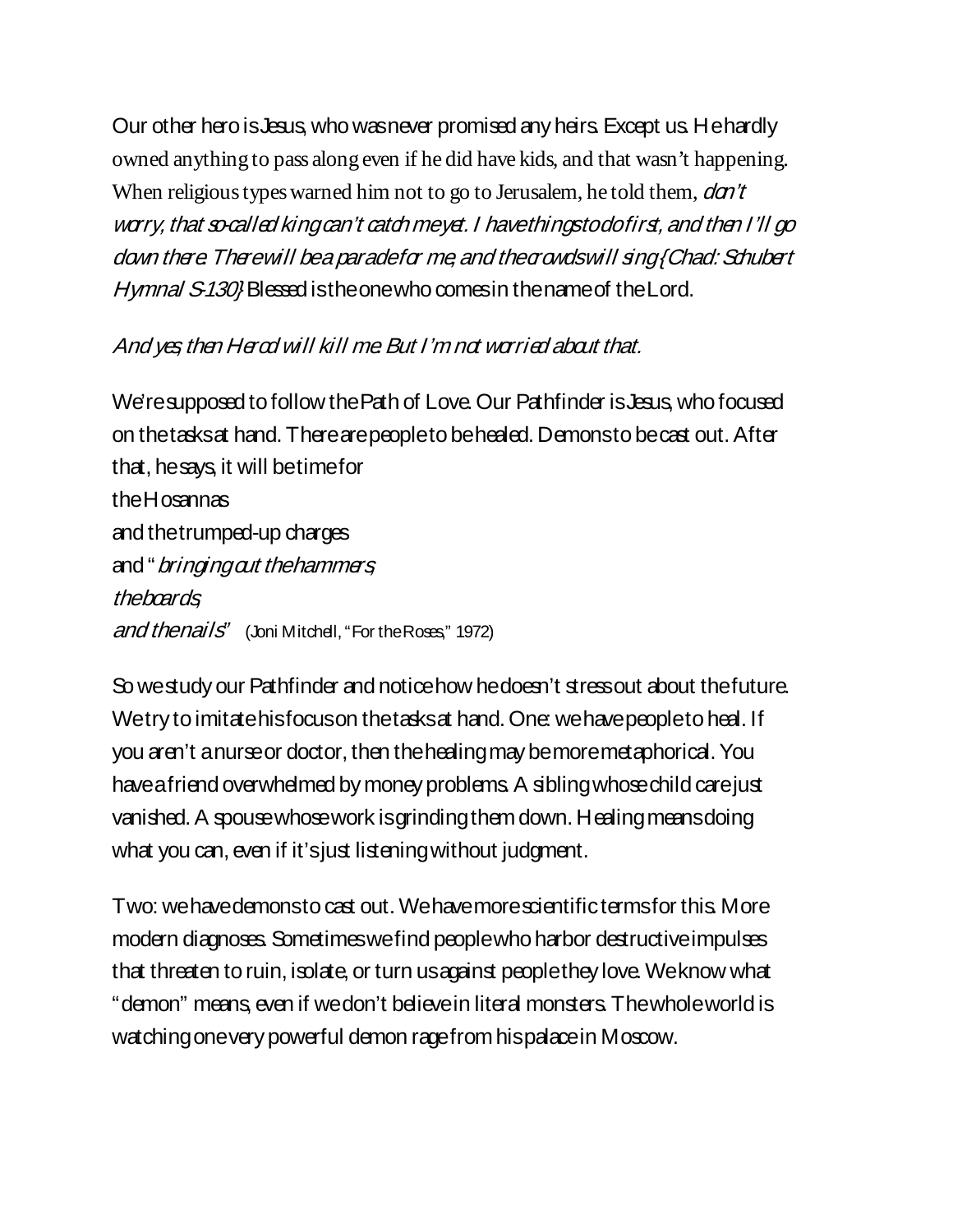Our other hero is Jesus, who was never promised any heirs. Except us. He hardly owned anything to pass along even if he did have kids, and that wasn't happening. When religious types warned him not to go to Jerusalem, he told them, *don't worry, that so-called king can't catch me yet. I have things to do first, and then I'll go down there. There will be a parade for me, and the crowds will sing {Chad: Schubert Hymnal S-130}* Blessed is the one who comes in the name of the Lord.

*And yes, then Herod will kill me. But I'm not worried about that.*

We're supposed to follow the Path of Love. Our Pathfinder is Jesus, who focused on the tasks at hand. There are people to be healed. Demons to be cast out. After that, he says, it will be time for
the Hosannas
and the trumped-up charges
and "*bringing out the hammers,*
*the boards,*
*and the nails*" (Joni Mitchell, "For the Roses," 1972)

So we study our Pathfinder and notice how he doesn't stress out about the future. We try to imitate his focus on the tasks at hand. One: we have people to heal. If you aren't a nurse or doctor, then the healing may be more metaphorical. You have a friend overwhelmed by money problems. A sibling whose child care just vanished. A spouse whose work is grinding them down. Healing means doing what you can, even if it's just listening without judgment.

Two: we have demons to cast out. We have more scientific terms for this. More modern diagnoses. Sometimes we find people who harbor destructive impulses that threaten to ruin, isolate, or turn us against people they love. We know what "demon" means, even if we don't believe in literal monsters. The whole world is watching one very powerful demon rage from his palace in Moscow.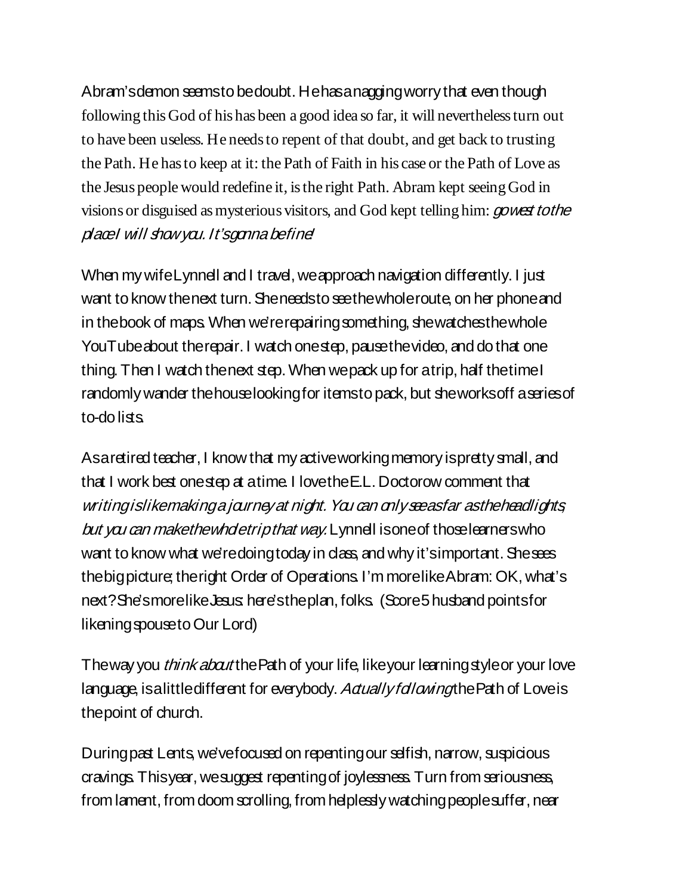Abram's demon seems to be doubt. He has a nagging worry that even though following this God of his has been a good idea so far, it will nevertheless turn out to have been useless. He needs to repent of that doubt, and get back to trusting the Path. He has to keep at it: the Path of Faith in his case or the Path of Love as the Jesus people would redefine it, is the right Path. Abram kept seeing God in visions or disguised as mysterious visitors, and God kept telling him: *go west to the place I will show you. It's gonna be fine!*

When my wife Lynnell and I travel, we approach navigation differently. I just want to know the next turn. She needs to see the whole route, on her phone and in the book of maps. When we're repairing something, she watches the whole YouTube about the repair. I watch one step, pause the video, and do that one thing. Then I watch the next step. When we pack up for a trip, half the time I randomly wander the house looking for items to pack, but she works off a series of to-do lists.

As a retired teacher, I know that my active working memory is pretty small, and that I work best one step at a time. I love the E.L. Doctorow comment that *writing is like making a journey at night. You can only see as far as the headlights, but you can make the whole trip that way.* Lynnell is one of those learners who want to know what we're doing today in class, and why it's important. She sees the big picture; the right Order of Operations. I'm more like Abram: OK, what's next? She's more like Jesus: here's the plan, folks. (Score 5 husband points for likening spouse to Our Lord)

The way you *think about* the Path of your life, like your learning style or your love language, is a little different for everybody. *Actually following* the Path of Love is the point of church.

During past Lents, we've focused on repenting our selfish, narrow, suspicious cravings. This year, we suggest repenting of joylessness. Turn from seriousness, from lament, from doom scrolling, from helplessly watching people suffer, near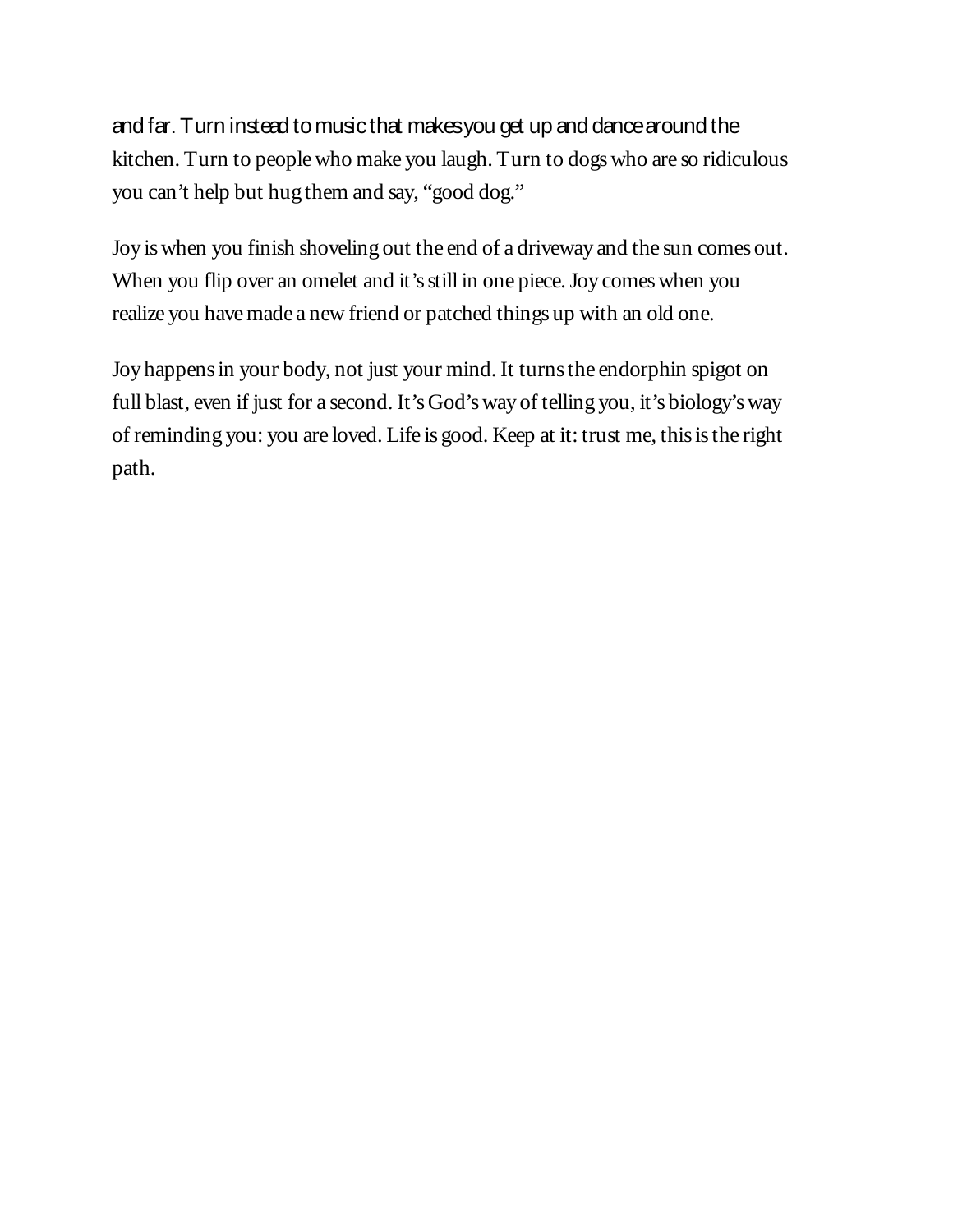and far. Turn instead to music that makes you get up and dance around the kitchen. Turn to people who make you laugh. Turn to dogs who are so ridiculous you can't help but hug them and say, "good dog."

Joy is when you finish shoveling out the end of a driveway and the sun comes out. When you flip over an omelet and it's still in one piece. Joy comes when you realize you have made a new friend or patched things up with an old one.

Joy happens in your body, not just your mind. It turns the endorphin spigot on full blast, even if just for a second. It's God's way of telling you, it's biology's way of reminding you: you are loved. Life is good. Keep at it: trust me, this is the right path.